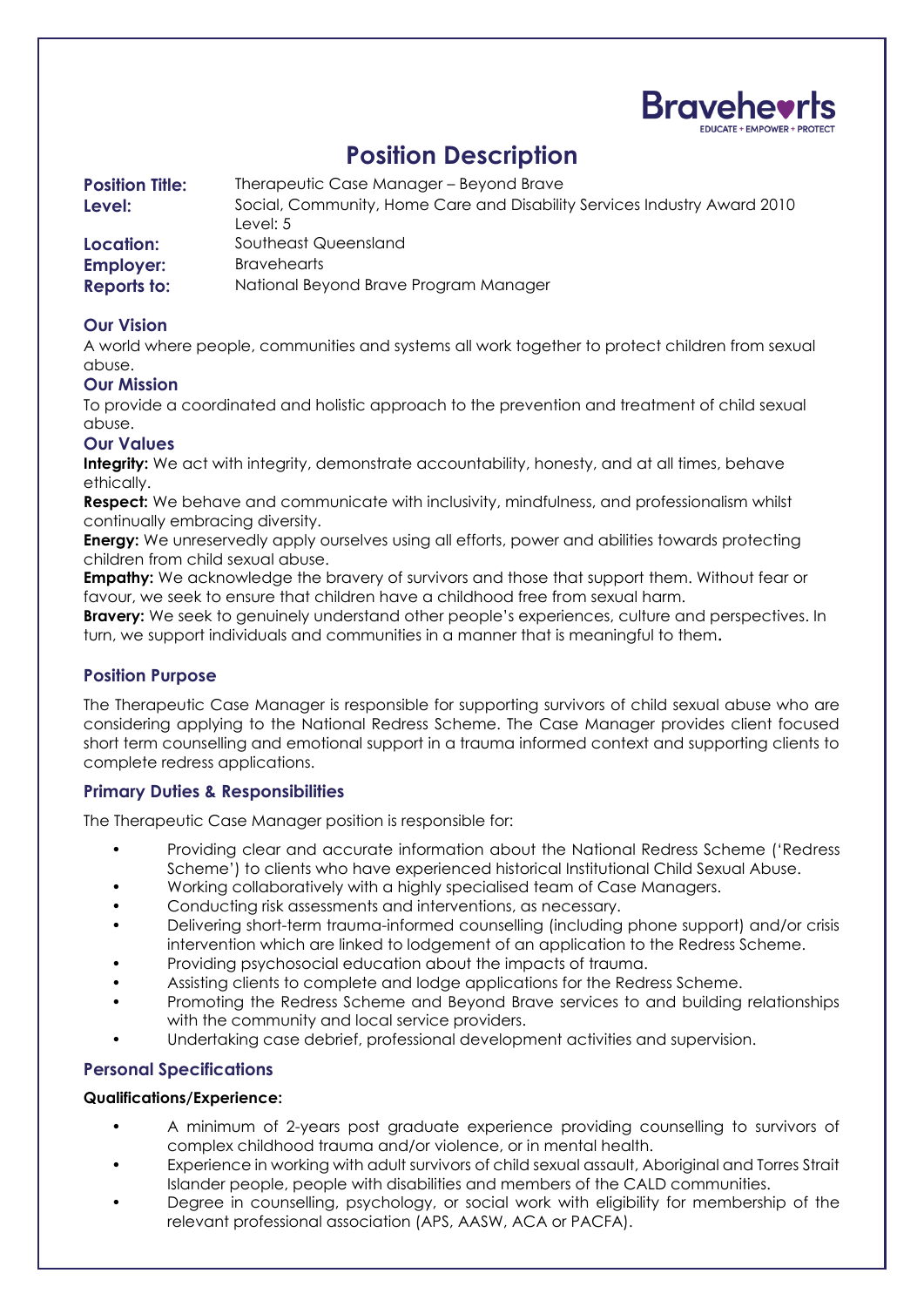Bravehearts
EDUCATE + EMPOWER + PROTECT

# Position Description

| | |
|---|---|
| **Position Title:** | Therapeutic Case Manager – Beyond Brave |
| **Level:** | Social, Community, Home Care and Disability Services Industry Award 2010 Level: 5 |
| **Location:** | Southeast Queensland |
| **Employer:** | Bravehearts |
| **Reports to:** | National Beyond Brave Program Manager |

## Our Vision

A world where people, communities and systems all work together to protect children from sexual abuse.

## Our Mission

To provide a coordinated and holistic approach to the prevention and treatment of child sexual abuse.

## Our Values

**Integrity:** We act with integrity, demonstrate accountability, honesty, and at all times, behave ethically.

**Respect:** We behave and communicate with inclusivity, mindfulness, and professionalism whilst continually embracing diversity.

**Energy:** We unreservedly apply ourselves using all efforts, power and abilities towards protecting children from child sexual abuse.

**Empathy:** We acknowledge the bravery of survivors and those that support them. Without fear or favour, we seek to ensure that children have a childhood free from sexual harm.

**Bravery:** We seek to genuinely understand other people's experiences, culture and perspectives. In turn, we support individuals and communities in a manner that is meaningful to them**.**

## Position Purpose

The Therapeutic Case Manager is responsible for supporting survivors of child sexual abuse who are considering applying to the National Redress Scheme. The Case Manager provides client focused short term counselling and emotional support in a trauma informed context and supporting clients to complete redress applications.

## Primary Duties & Responsibilities

The Therapeutic Case Manager position is responsible for:

- Providing clear and accurate information about the National Redress Scheme ('Redress Scheme') to clients who have experienced historical Institutional Child Sexual Abuse.
- Working collaboratively with a highly specialised team of Case Managers.
- Conducting risk assessments and interventions, as necessary.
- Delivering short-term trauma-informed counselling (including phone support) and/or crisis intervention which are linked to lodgement of an application to the Redress Scheme.
- Providing psychosocial education about the impacts of trauma.
- Assisting clients to complete and lodge applications for the Redress Scheme.
- Promoting the Redress Scheme and Beyond Brave services to and building relationships with the community and local service providers.
- Undertaking case debrief, professional development activities and supervision.

## Personal Specifications

**Qualifications/Experience:**

- A minimum of 2-years post graduate experience providing counselling to survivors of complex childhood trauma and/or violence, or in mental health.
- Experience in working with adult survivors of child sexual assault, Aboriginal and Torres Strait Islander people, people with disabilities and members of the CALD communities.
- Degree in counselling, psychology, or social work with eligibility for membership of the relevant professional association (APS, AASW, ACA or PACFA).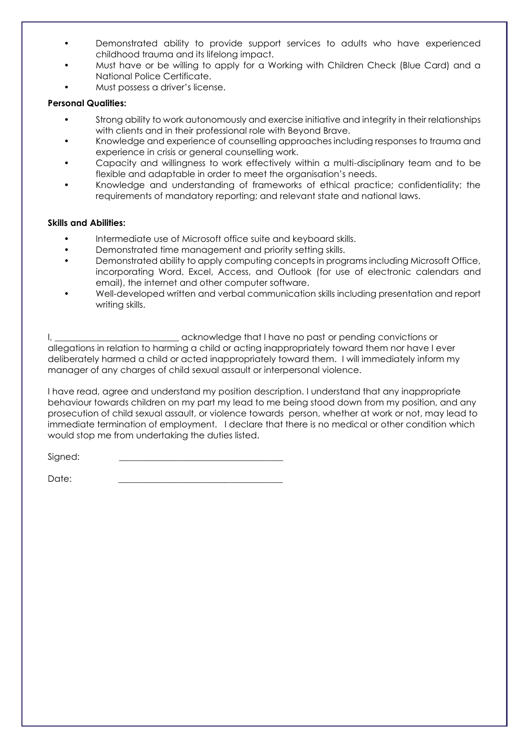- Demonstrated ability to provide support services to adults who have experienced childhood trauma and its lifelong impact.
- Must have or be willing to apply for a Working with Children Check (Blue Card) and a National Police Certificate.
- Must possess a driver's license.

**Personal Qualities:**

- Strong ability to work autonomously and exercise initiative and integrity in their relationships with clients and in their professional role with Beyond Brave.
- Knowledge and experience of counselling approaches including responses to trauma and experience in crisis or general counselling work.
- Capacity and willingness to work effectively within a multi-disciplinary team and to be flexible and adaptable in order to meet the organisation's needs.
- Knowledge and understanding of frameworks of ethical practice; confidentiality; the requirements of mandatory reporting; and relevant state and national laws.

**Skills and Abilities:**

- Intermediate use of Microsoft office suite and keyboard skills.
- Demonstrated time management and priority setting skills.
- Demonstrated ability to apply computing concepts in programs including Microsoft Office, incorporating Word, Excel, Access, and Outlook (for use of electronic calendars and email), the internet and other computer software.
- Well-developed written and verbal communication skills including presentation and report writing skills.

I, ___________________________ acknowledge that I have no past or pending convictions or allegations in relation to harming a child or acting inappropriately toward them nor have I ever deliberately harmed a child or acted inappropriately toward them. I will immediately inform my manager of any charges of child sexual assault or interpersonal violence.

I have read, agree and understand my position description. I understand that any inappropriate behaviour towards children on my part my lead to me being stood down from my position, and any prosecution of child sexual assault, or violence towards person, whether at work or not, may lead to immediate termination of employment. I declare that there is no medical or other condition which would stop me from undertaking the duties listed.

Signed: ____________________________________

Date: ____________________________________